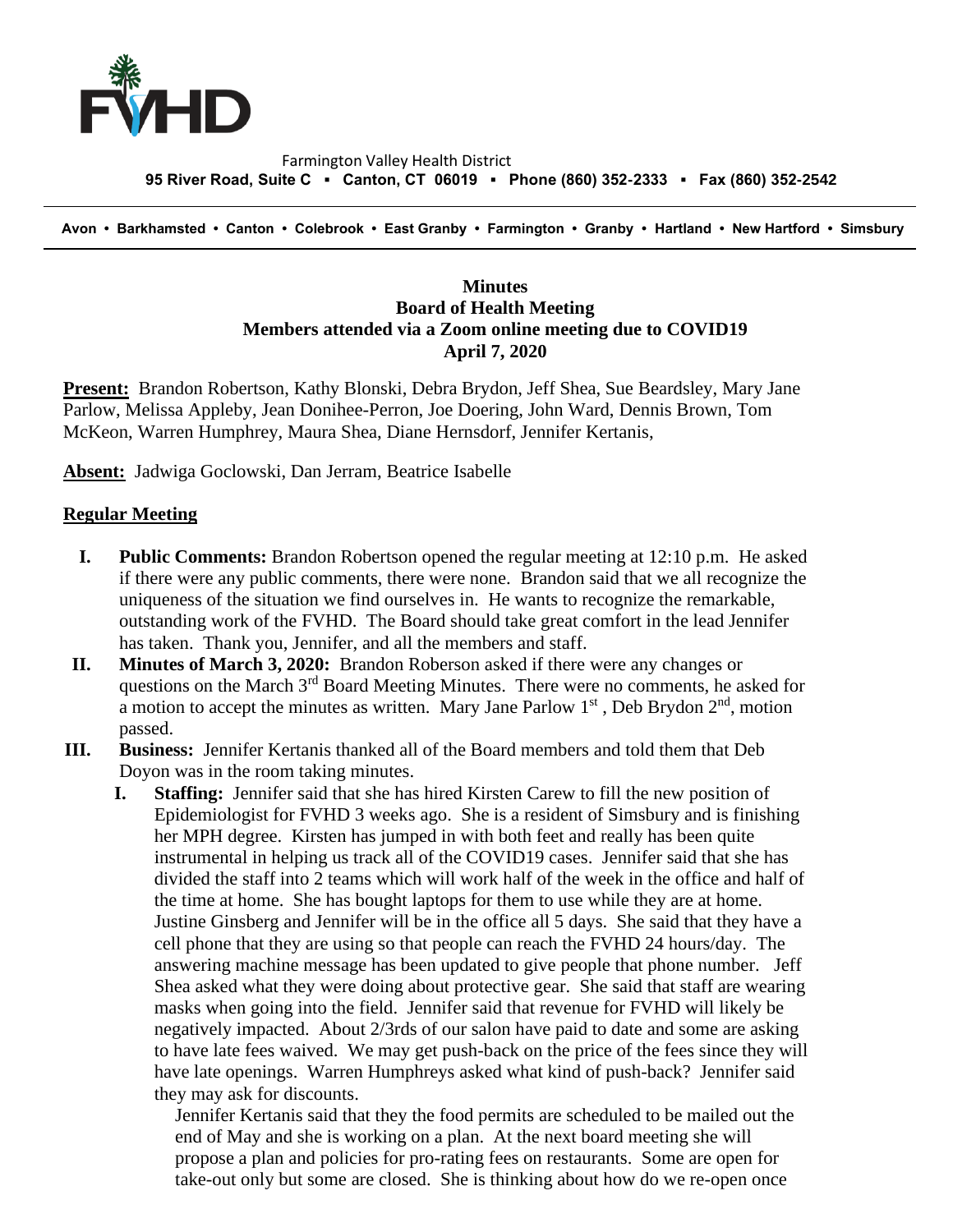Farmington Valley Health District

**95 River Road, Suite C ▪ Canton, CT 06019 ▪ Phone (860) 352-2333 ▪ Fax (860) 352-2542**

**Avon • Barkhamsted • Canton • Colebrook • East Granby • Farmington • Granby • Hartland • New Hartford • Simsbury**

**Minutes**
**Board of Health Meeting**
**Members attended via a Zoom online meeting due to COVID19**
**April 7, 2020**

**Present:** Brandon Robertson, Kathy Blonski, Debra Brydon, Jeff Shea, Sue Beardsley, Mary Jane Parlow, Melissa Appleby, Jean Donihee-Perron, Joe Doering, John Ward, Dennis Brown, Tom McKeon, Warren Humphrey, Maura Shea, Diane Hernsdorf, Jennifer Kertanis,

**Absent:** Jadwiga Goclowski, Dan Jerram, Beatrice Isabelle

**Regular Meeting**

I. **Public Comments:** Brandon Robertson opened the regular meeting at 12:10 p.m. He asked if there were any public comments, there were none. Brandon said that we all recognize the uniqueness of the situation we find ourselves in. He wants to recognize the remarkable, outstanding work of the FVHD. The Board should take great comfort in the lead Jennifer has taken. Thank you, Jennifer, and all the members and staff.

II. **Minutes of March 3, 2020:** Brandon Roberson asked if there were any changes or questions on the March 3rd Board Meeting Minutes. There were no comments, he asked for a motion to accept the minutes as written. Mary Jane Parlow 1st , Deb Brydon 2nd, motion passed.

III. **Business:** Jennifer Kertanis thanked all of the Board members and told them that Deb Doyon was in the room taking minutes.

   I. **Staffing:** Jennifer said that she has hired Kirsten Carew to fill the new position of Epidemiologist for FVHD 3 weeks ago. She is a resident of Simsbury and is finishing her MPH degree. Kirsten has jumped in with both feet and really has been quite instrumental in helping us track all of the COVID19 cases. Jennifer said that she has divided the staff into 2 teams which will work half of the week in the office and half of the time at home. She has bought laptops for them to use while they are at home. Justine Ginsberg and Jennifer will be in the office all 5 days. She said that they have a cell phone that they are using so that people can reach the FVHD 24 hours/day. The answering machine message has been updated to give people that phone number. Jeff Shea asked what they were doing about protective gear. She said that staff are wearing masks when going into the field. Jennifer said that revenue for FVHD will likely be negatively impacted. About 2/3rds of our salon have paid to date and some are asking to have late fees waived. We may get push-back on the price of the fees since they will have late openings. Warren Humphreys asked what kind of push-back? Jennifer said they may ask for discounts.

   Jennifer Kertanis said that they the food permits are scheduled to be mailed out the end of May and she is working on a plan. At the next board meeting she will propose a plan and policies for pro-rating fees on restaurants. Some are open for take-out only but some are closed. She is thinking about how do we re-open once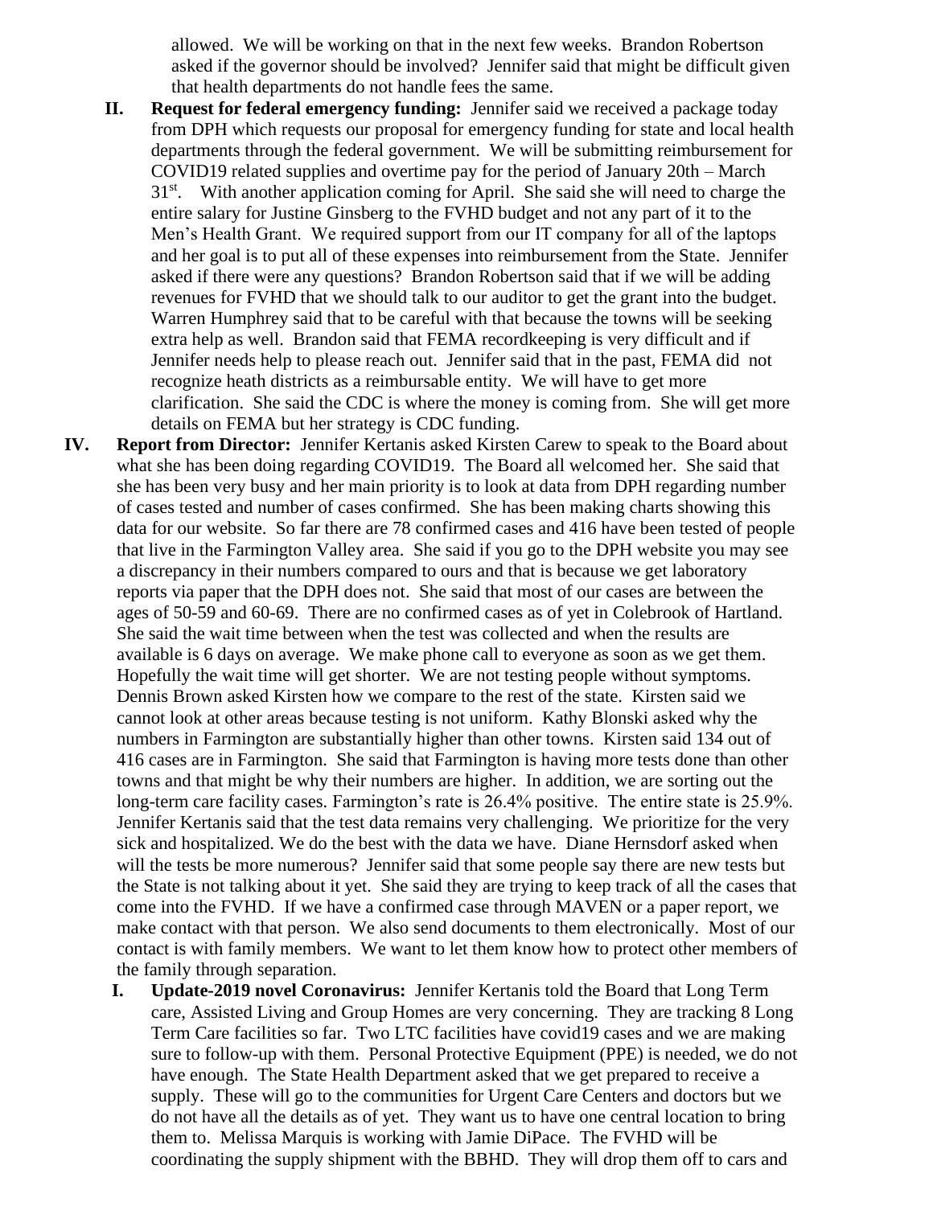allowed. We will be working on that in the next few weeks. Brandon Robertson asked if the governor should be involved? Jennifer said that might be difficult given that health departments do not handle fees the same.

II. **Request for federal emergency funding:** Jennifer said we received a package today from DPH which requests our proposal for emergency funding for state and local health departments through the federal government. We will be submitting reimbursement for COVID19 related supplies and overtime pay for the period of January 20th – March 31st. With another application coming for April. She said she will need to charge the entire salary for Justine Ginsberg to the FVHD budget and not any part of it to the Men's Health Grant. We required support from our IT company for all of the laptops and her goal is to put all of these expenses into reimbursement from the State. Jennifer asked if there were any questions? Brandon Robertson said that if we will be adding revenues for FVHD that we should talk to our auditor to get the grant into the budget. Warren Humphrey said that to be careful with that because the towns will be seeking extra help as well. Brandon said that FEMA recordkeeping is very difficult and if Jennifer needs help to please reach out. Jennifer said that in the past, FEMA did not recognize heath districts as a reimbursable entity. We will have to get more clarification. She said the CDC is where the money is coming from. She will get more details on FEMA but her strategy is CDC funding.

IV. **Report from Director:** Jennifer Kertanis asked Kirsten Carew to speak to the Board about what she has been doing regarding COVID19. The Board all welcomed her. She said that she has been very busy and her main priority is to look at data from DPH regarding number of cases tested and number of cases confirmed. She has been making charts showing this data for our website. So far there are 78 confirmed cases and 416 have been tested of people that live in the Farmington Valley area. She said if you go to the DPH website you may see a discrepancy in their numbers compared to ours and that is because we get laboratory reports via paper that the DPH does not. She said that most of our cases are between the ages of 50-59 and 60-69. There are no confirmed cases as of yet in Colebrook of Hartland. She said the wait time between when the test was collected and when the results are available is 6 days on average. We make phone call to everyone as soon as we get them. Hopefully the wait time will get shorter. We are not testing people without symptoms. Dennis Brown asked Kirsten how we compare to the rest of the state. Kirsten said we cannot look at other areas because testing is not uniform. Kathy Blonski asked why the numbers in Farmington are substantially higher than other towns. Kirsten said 134 out of 416 cases are in Farmington. She said that Farmington is having more tests done than other towns and that might be why their numbers are higher. In addition, we are sorting out the long-term care facility cases. Farmington's rate is 26.4% positive. The entire state is 25.9%. Jennifer Kertanis said that the test data remains very challenging. We prioritize for the very sick and hospitalized. We do the best with the data we have. Diane Hernsdorf asked when will the tests be more numerous? Jennifer said that some people say there are new tests but the State is not talking about it yet. She said they are trying to keep track of all the cases that come into the FVHD. If we have a confirmed case through MAVEN or a paper report, we make contact with that person. We also send documents to them electronically. Most of our contact is with family members. We want to let them know how to protect other members of the family through separation.

I. **Update-2019 novel Coronavirus:** Jennifer Kertanis told the Board that Long Term care, Assisted Living and Group Homes are very concerning. They are tracking 8 Long Term Care facilities so far. Two LTC facilities have covid19 cases and we are making sure to follow-up with them. Personal Protective Equipment (PPE) is needed, we do not have enough. The State Health Department asked that we get prepared to receive a supply. These will go to the communities for Urgent Care Centers and doctors but we do not have all the details as of yet. They want us to have one central location to bring them to. Melissa Marquis is working with Jamie DiPace. The FVHD will be coordinating the supply shipment with the BBHD. They will drop them off to cars and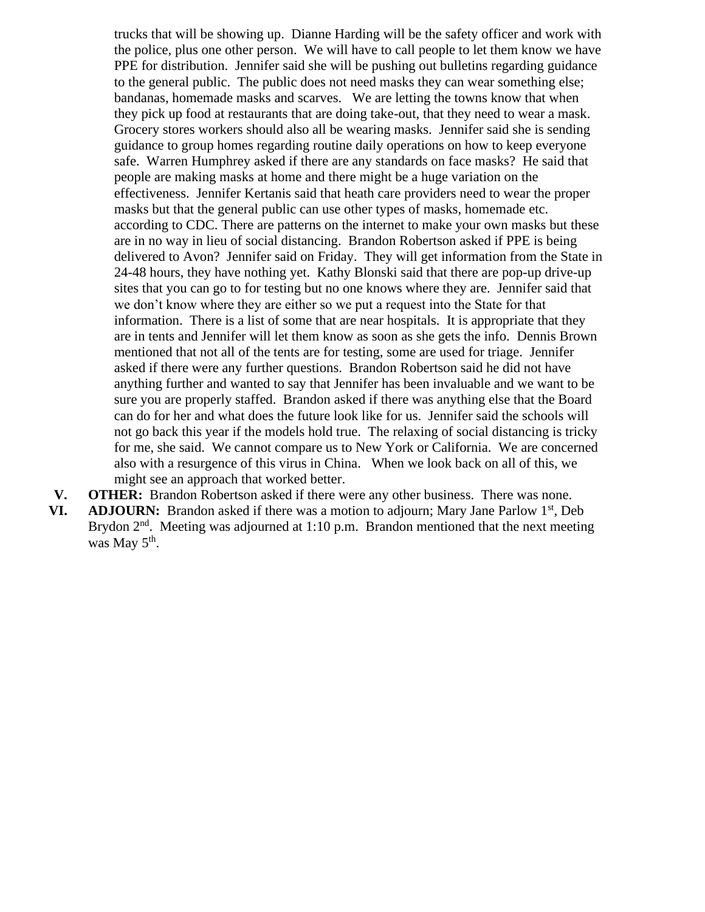trucks that will be showing up. Dianne Harding will be the safety officer and work with the police, plus one other person. We will have to call people to let them know we have PPE for distribution. Jennifer said she will be pushing out bulletins regarding guidance to the general public. The public does not need masks they can wear something else; bandanas, homemade masks and scarves. We are letting the towns know that when they pick up food at restaurants that are doing take-out, that they need to wear a mask. Grocery stores workers should also all be wearing masks. Jennifer said she is sending guidance to group homes regarding routine daily operations on how to keep everyone safe. Warren Humphrey asked if there are any standards on face masks? He said that people are making masks at home and there might be a huge variation on the effectiveness. Jennifer Kertanis said that heath care providers need to wear the proper masks but that the general public can use other types of masks, homemade etc. according to CDC. There are patterns on the internet to make your own masks but these are in no way in lieu of social distancing. Brandon Robertson asked if PPE is being delivered to Avon? Jennifer said on Friday. They will get information from the State in 24-48 hours, they have nothing yet. Kathy Blonski said that there are pop-up drive-up sites that you can go to for testing but no one knows where they are. Jennifer said that we don't know where they are either so we put a request into the State for that information. There is a list of some that are near hospitals. It is appropriate that they are in tents and Jennifer will let them know as soon as she gets the info. Dennis Brown mentioned that not all of the tents are for testing, some are used for triage. Jennifer asked if there were any further questions. Brandon Robertson said he did not have anything further and wanted to say that Jennifer has been invaluable and we want to be sure you are properly staffed. Brandon asked if there was anything else that the Board can do for her and what does the future look like for us. Jennifer said the schools will not go back this year if the models hold true. The relaxing of social distancing is tricky for me, she said. We cannot compare us to New York or California. We are concerned also with a resurgence of this virus in China. When we look back on all of this, we might see an approach that worked better.

V. **OTHER:** Brandon Robertson asked if there were any other business. There was none.

VI. **ADJOURN:** Brandon asked if there was a motion to adjourn; Mary Jane Parlow 1st, Deb Brydon 2nd. Meeting was adjourned at 1:10 p.m. Brandon mentioned that the next meeting was May 5th.